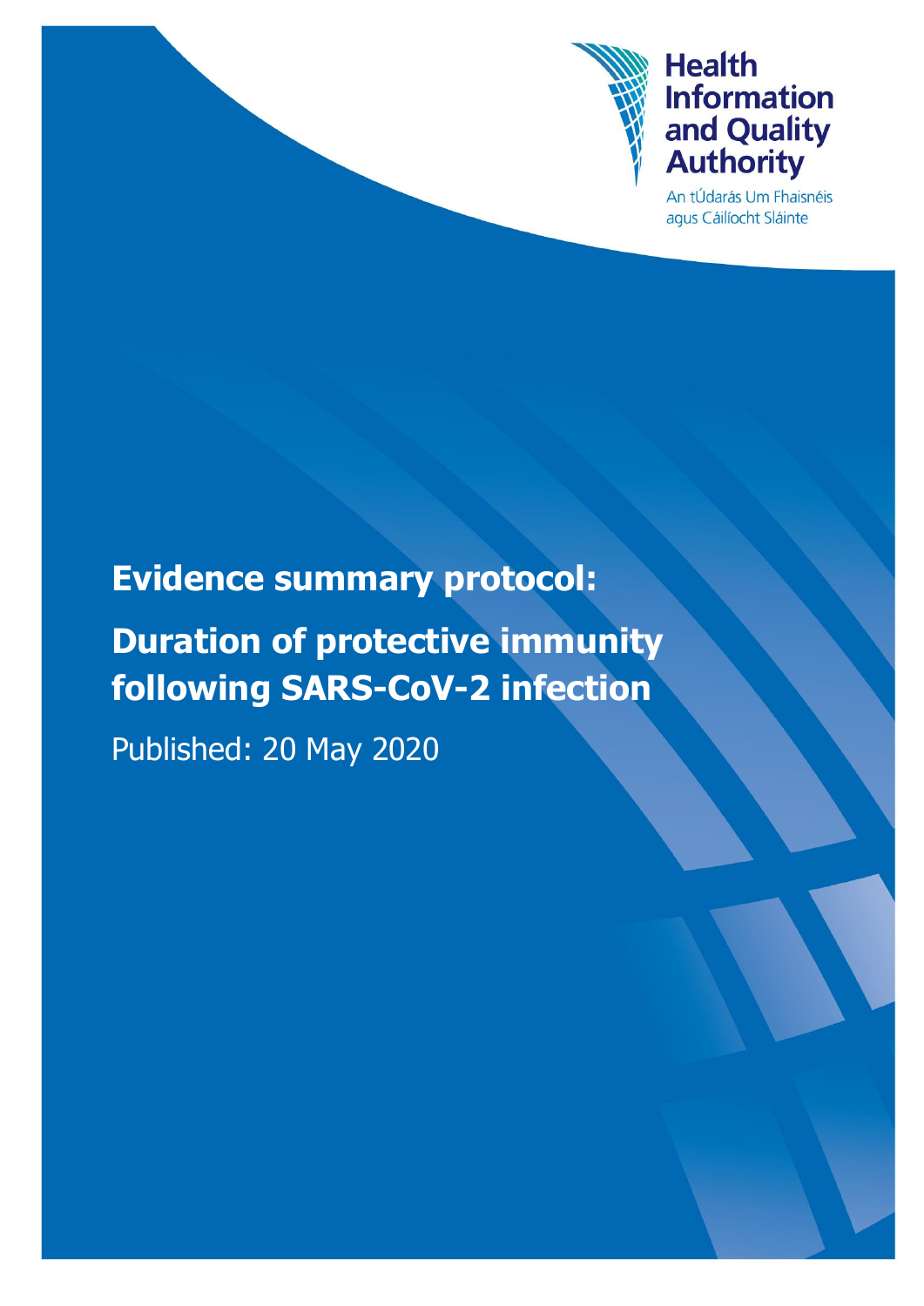Health Information and Quality Authority

An tÚdarás Um Fhaisnéis agus Cáilíocht Sláinte

# Evidence summary protocol:

# Duration of protective immunity following SARS-CoV-2 infection

Published: 20 May 2020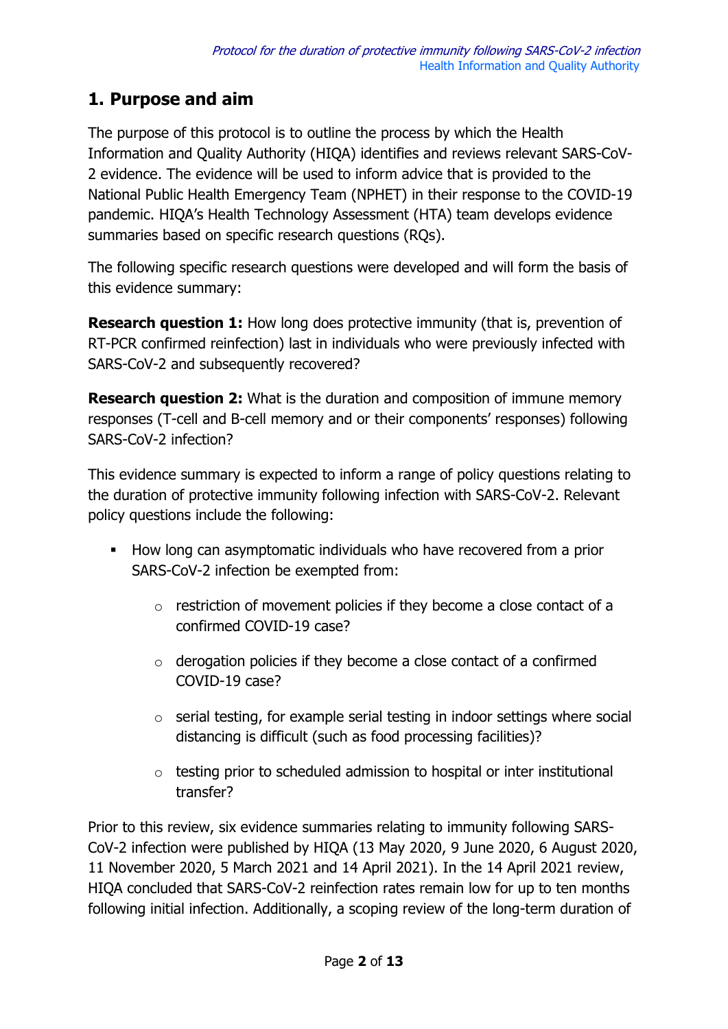## 1. Purpose and aim

The purpose of this protocol is to outline the process by which the Health Information and Quality Authority (HIQA) identifies and reviews relevant SARS-CoV-2 evidence. The evidence will be used to inform advice that is provided to the National Public Health Emergency Team (NPHET) in their response to the COVID-19 pandemic. HIQA's Health Technology Assessment (HTA) team develops evidence summaries based on specific research questions (RQs).

The following specific research questions were developed and will form the basis of this evidence summary:

**Research question 1:** How long does protective immunity (that is, prevention of RT-PCR confirmed reinfection) last in individuals who were previously infected with SARS-CoV-2 and subsequently recovered?

**Research question 2:** What is the duration and composition of immune memory responses (T-cell and B-cell memory and or their components' responses) following SARS-CoV-2 infection?

This evidence summary is expected to inform a range of policy questions relating to the duration of protective immunity following infection with SARS-CoV-2. Relevant policy questions include the following:

- How long can asymptomatic individuals who have recovered from a prior SARS-CoV-2 infection be exempted from:
  - restriction of movement policies if they become a close contact of a confirmed COVID-19 case?
  - derogation policies if they become a close contact of a confirmed COVID-19 case?
  - serial testing, for example serial testing in indoor settings where social distancing is difficult (such as food processing facilities)?
  - testing prior to scheduled admission to hospital or inter institutional transfer?

Prior to this review, six evidence summaries relating to immunity following SARS-CoV-2 infection were published by HIQA (13 May 2020, 9 June 2020, 6 August 2020, 11 November 2020, 5 March 2021 and 14 April 2021). In the 14 April 2021 review, HIQA concluded that SARS-CoV-2 reinfection rates remain low for up to ten months following initial infection. Additionally, a scoping review of the long-term duration of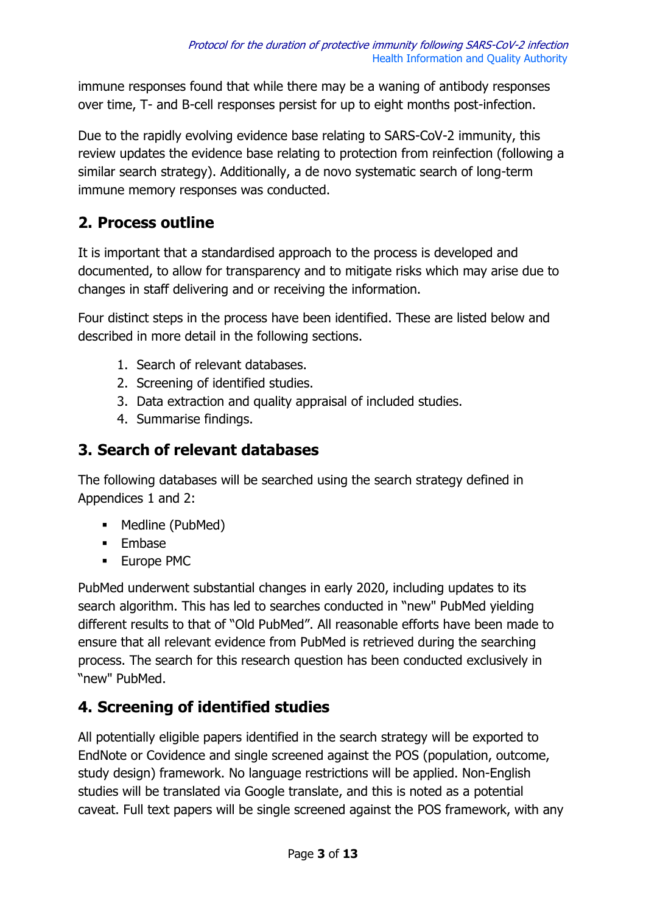immune responses found that while there may be a waning of antibody responses over time, T- and B-cell responses persist for up to eight months post-infection.

Due to the rapidly evolving evidence base relating to SARS-CoV-2 immunity, this review updates the evidence base relating to protection from reinfection (following a similar search strategy). Additionally, a de novo systematic search of long-term immune memory responses was conducted.

## 2. Process outline

It is important that a standardised approach to the process is developed and documented, to allow for transparency and to mitigate risks which may arise due to changes in staff delivering and or receiving the information.

Four distinct steps in the process have been identified. These are listed below and described in more detail in the following sections.

1. Search of relevant databases.
2. Screening of identified studies.
3. Data extraction and quality appraisal of included studies.
4. Summarise findings.

## 3. Search of relevant databases

The following databases will be searched using the search strategy defined in Appendices 1 and 2:

- Medline (PubMed)
- Embase
- Europe PMC

PubMed underwent substantial changes in early 2020, including updates to its search algorithm. This has led to searches conducted in "new" PubMed yielding different results to that of "Old PubMed". All reasonable efforts have been made to ensure that all relevant evidence from PubMed is retrieved during the searching process. The search for this research question has been conducted exclusively in "new" PubMed.

## 4. Screening of identified studies

All potentially eligible papers identified in the search strategy will be exported to EndNote or Covidence and single screened against the POS (population, outcome, study design) framework. No language restrictions will be applied. Non-English studies will be translated via Google translate, and this is noted as a potential caveat. Full text papers will be single screened against the POS framework, with any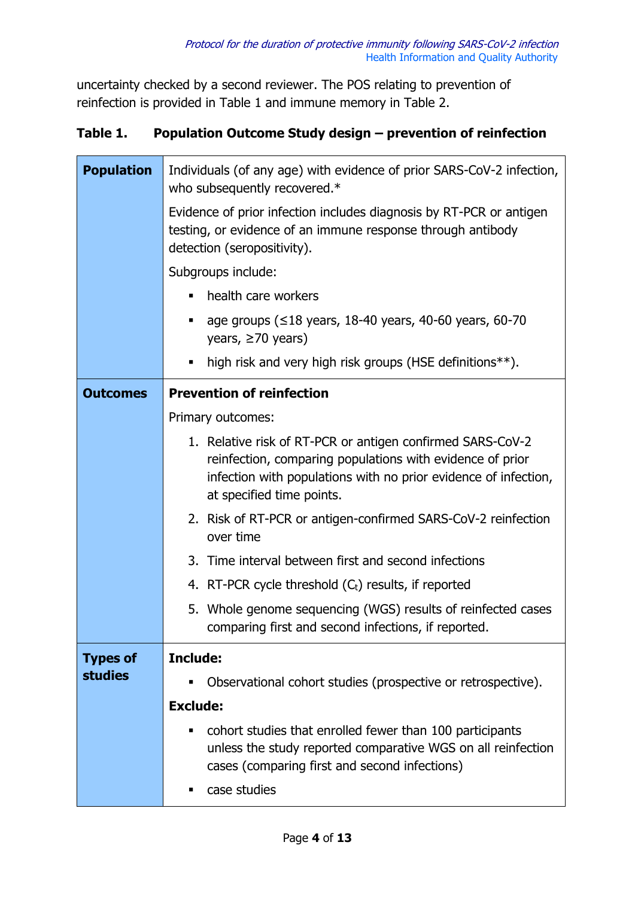uncertainty checked by a second reviewer. The POS relating to prevention of reinfection is provided in Table 1 and immune memory in Table 2.

**Table 1. Population Outcome Study design – prevention of reinfection**

| | |
|---|---|
| **Population** | Individuals (of any age) with evidence of prior SARS-CoV-2 infection, who subsequently recovered.* <br><br> Evidence of prior infection includes diagnosis by RT-PCR or antigen testing, or evidence of an immune response through antibody detection (seropositivity). <br><br> Subgroups include: <br> ▪ health care workers <br> ▪ age groups (≤18 years, 18-40 years, 40-60 years, 60-70 years, ≥70 years) <br> ▪ high risk and very high risk groups (HSE definitions**). |
| **Outcomes** | **Prevention of reinfection** <br><br> Primary outcomes: <br> 1. Relative risk of RT-PCR or antigen confirmed SARS-CoV-2 reinfection, comparing populations with evidence of prior infection with populations with no prior evidence of infection, at specified time points. <br> 2. Risk of RT-PCR or antigen-confirmed SARS-CoV-2 reinfection over time <br> 3. Time interval between first and second infections <br> 4. RT-PCR cycle threshold ($C_t$) results, if reported <br> 5. Whole genome sequencing (WGS) results of reinfected cases comparing first and second infections, if reported. |
| **Types of studies** | **Include:** <br> ▪ Observational cohort studies (prospective or retrospective). <br><br> **Exclude:** <br> ▪ cohort studies that enrolled fewer than 100 participants unless the study reported comparative WGS on all reinfection cases (comparing first and second infections) <br> ▪ case studies |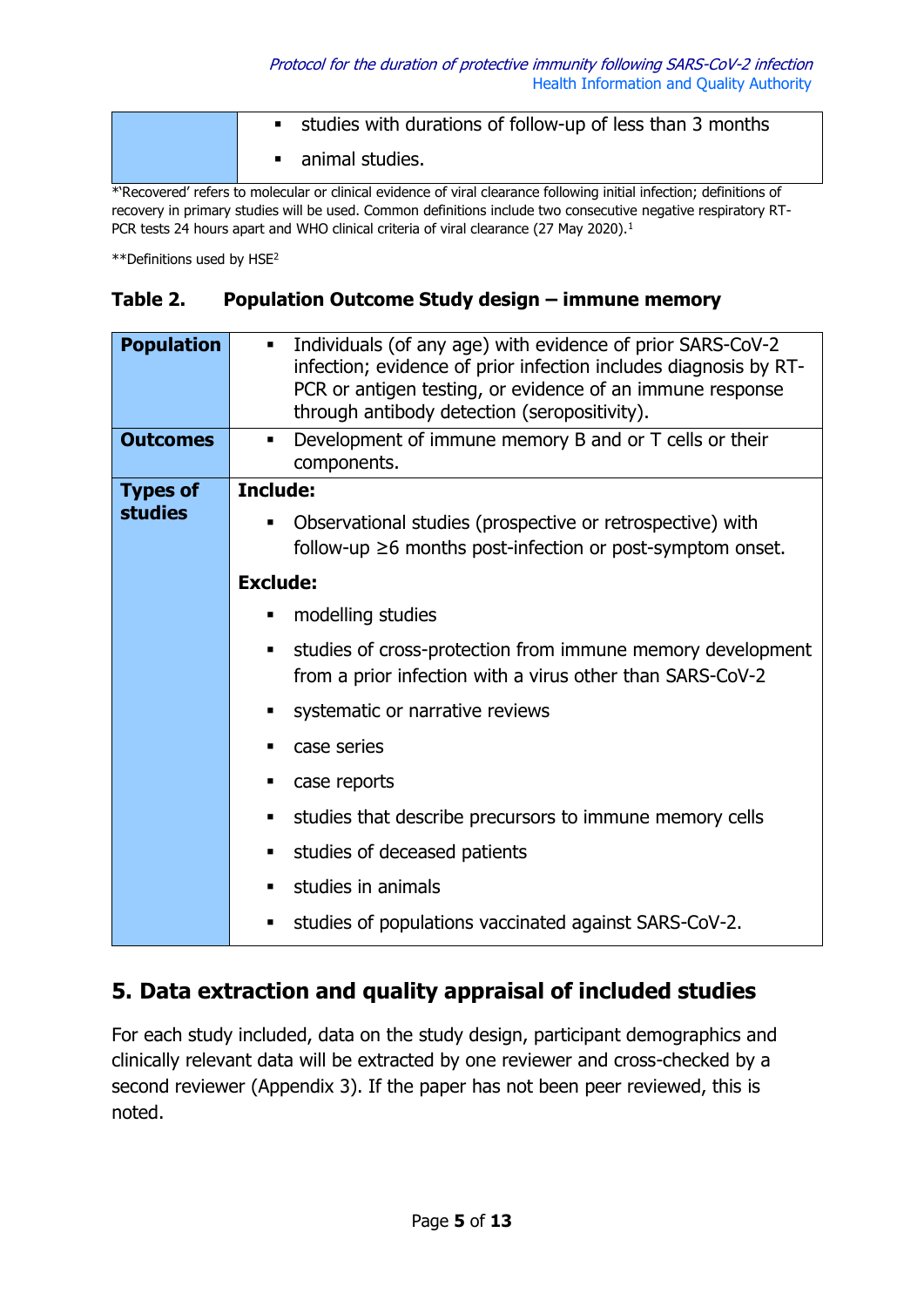| | |
|---|---|
| | ▪ studies with durations of follow-up of less than 3 months<br>▪ animal studies. |

*'Recovered' refers to molecular or clinical evidence of viral clearance following initial infection; definitions of recovery in primary studies will be used. Common definitions include two consecutive negative respiratory RT-PCR tests 24 hours apart and WHO clinical criteria of viral clearance (27 May 2020).[1]

**Definitions used by HSE[2]

**Table 2. Population Outcome Study design – immune memory**

| | |
|---|---|
| **Population** | ▪ Individuals (of any age) with evidence of prior SARS-CoV-2 infection; evidence of prior infection includes diagnosis by RT-PCR or antigen testing, or evidence of an immune response through antibody detection (seropositivity). |
| **Outcomes** | ▪ Development of immune memory B and or T cells or their components. |
| **Types of studies** | **Include:**<br>▪ Observational studies (prospective or retrospective) with follow-up ≥6 months post-infection or post-symptom onset.<br>**Exclude:**<br>▪ modelling studies<br>▪ studies of cross-protection from immune memory development from a prior infection with a virus other than SARS-CoV-2<br>▪ systematic or narrative reviews<br>▪ case series<br>▪ case reports<br>▪ studies that describe precursors to immune memory cells<br>▪ studies of deceased patients<br>▪ studies in animals<br>▪ studies of populations vaccinated against SARS-CoV-2. |

## 5. Data extraction and quality appraisal of included studies

For each study included, data on the study design, participant demographics and clinically relevant data will be extracted by one reviewer and cross-checked by a second reviewer (Appendix 3). If the paper has not been peer reviewed, this is noted.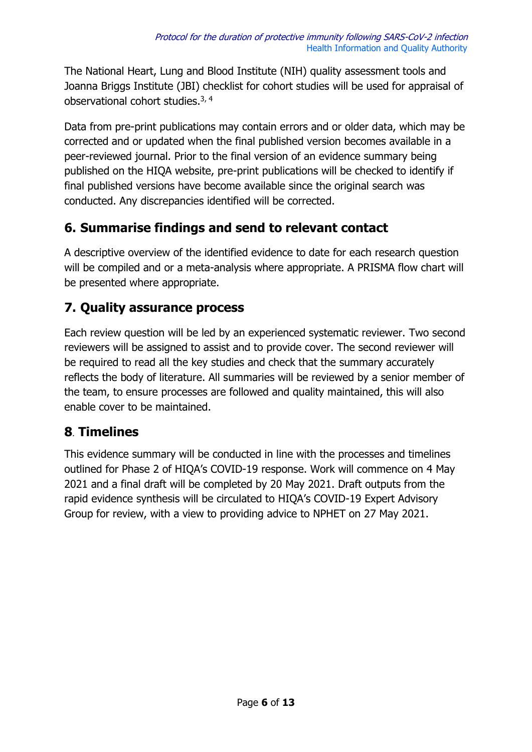The National Heart, Lung and Blood Institute (NIH) quality assessment tools and Joanna Briggs Institute (JBI) checklist for cohort studies will be used for appraisal of observational cohort studies.[3, 4]

Data from pre-print publications may contain errors and or older data, which may be corrected and or updated when the final published version becomes available in a peer-reviewed journal. Prior to the final version of an evidence summary being published on the HIQA website, pre-print publications will be checked to identify if final published versions have become available since the original search was conducted. Any discrepancies identified will be corrected.

## 6. Summarise findings and send to relevant contact

A descriptive overview of the identified evidence to date for each research question will be compiled and or a meta-analysis where appropriate. A PRISMA flow chart will be presented where appropriate.

## 7. Quality assurance process

Each review question will be led by an experienced systematic reviewer. Two second reviewers will be assigned to assist and to provide cover. The second reviewer will be required to read all the key studies and check that the summary accurately reflects the body of literature. All summaries will be reviewed by a senior member of the team, to ensure processes are followed and quality maintained, this will also enable cover to be maintained.

## 8. Timelines

This evidence summary will be conducted in line with the processes and timelines outlined for Phase 2 of HIQA's COVID-19 response. Work will commence on 4 May 2021 and a final draft will be completed by 20 May 2021. Draft outputs from the rapid evidence synthesis will be circulated to HIQA's COVID-19 Expert Advisory Group for review, with a view to providing advice to NPHET on 27 May 2021.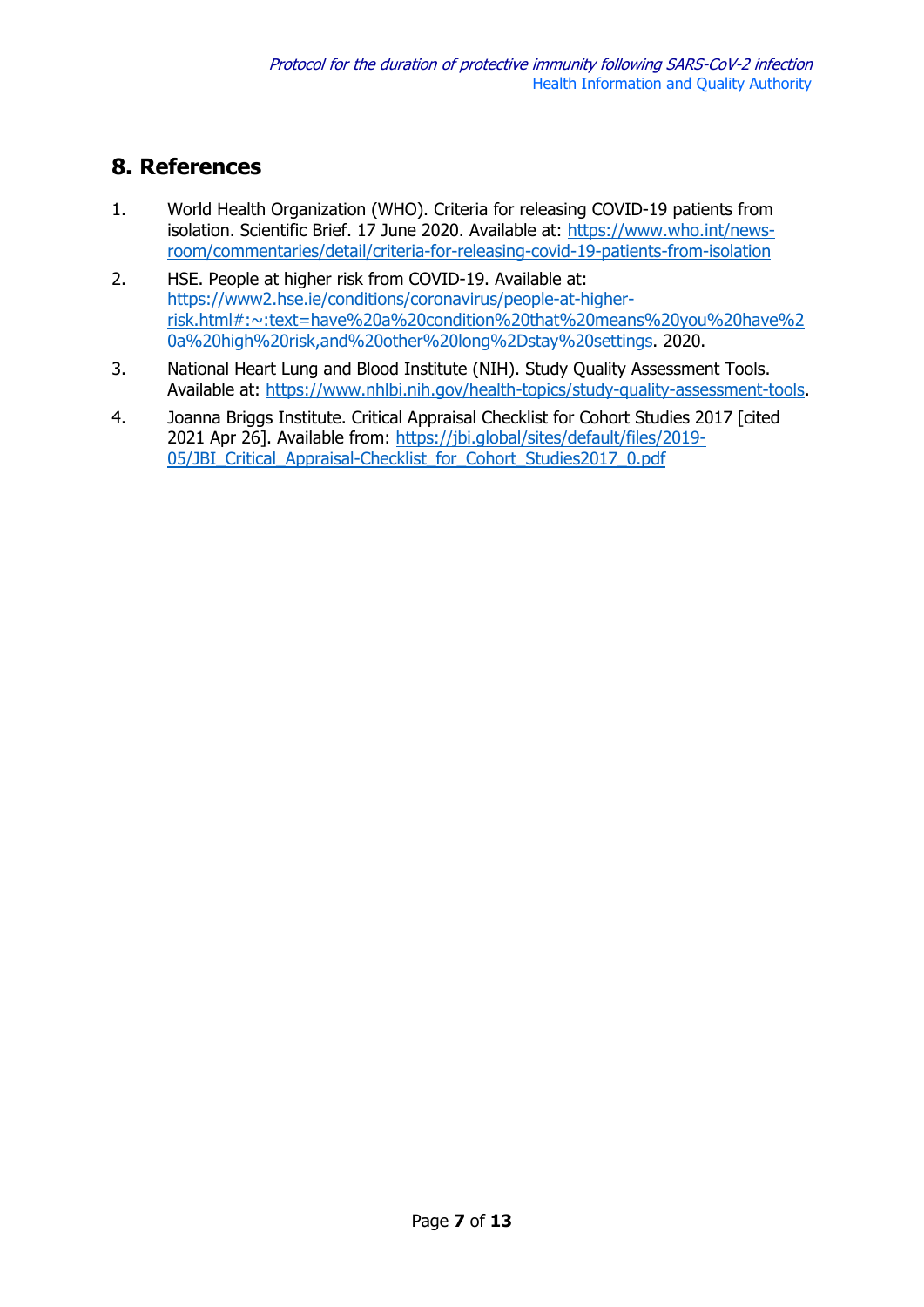## 8. References

1. World Health Organization (WHO). Criteria for releasing COVID-19 patients from isolation. Scientific Brief. 17 June 2020. Available at: https://www.who.int/news-room/commentaries/detail/criteria-for-releasing-covid-19-patients-from-isolation
2. HSE. People at higher risk from COVID-19. Available at: https://www2.hse.ie/conditions/coronavirus/people-at-higher-risk.html#:~:text=have%20a%20condition%20that%20means%20you%20have%20a%20high%20risk,and%20other%20long%2Dstay%20settings. 2020.
3. National Heart Lung and Blood Institute (NIH). Study Quality Assessment Tools. Available at: https://www.nhlbi.nih.gov/health-topics/study-quality-assessment-tools.
4. Joanna Briggs Institute. Critical Appraisal Checklist for Cohort Studies 2017 [cited 2021 Apr 26]. Available from: https://jbi.global/sites/default/files/2019-05/JBI_Critical_Appraisal-Checklist_for_Cohort_Studies2017_0.pdf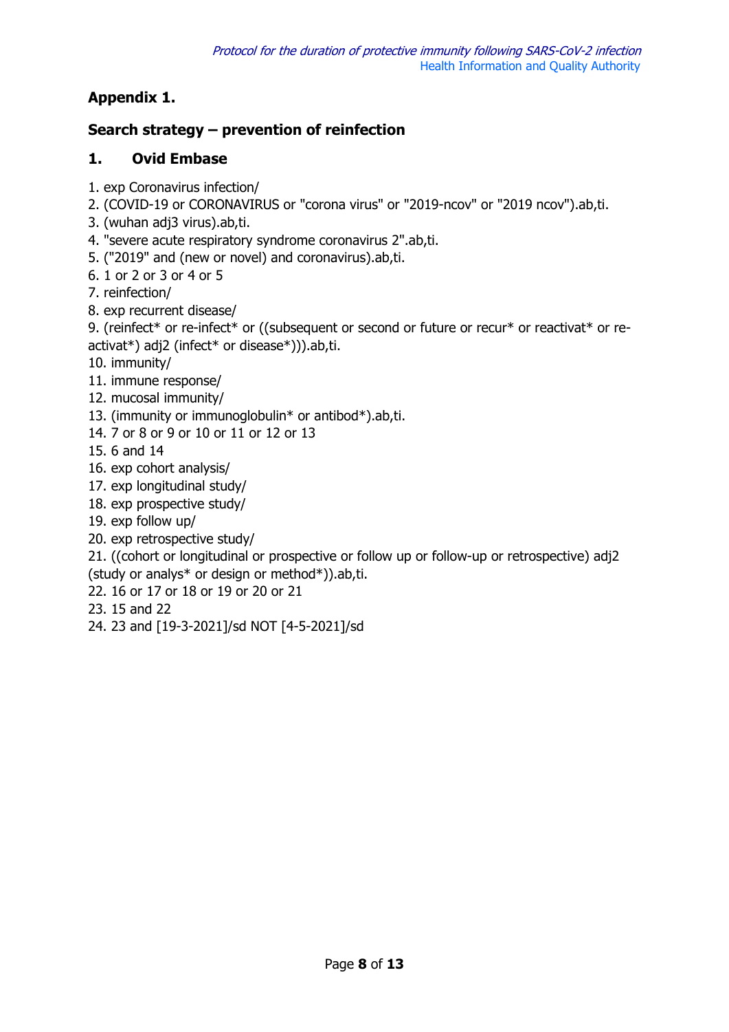## Appendix 1.

## Search strategy – prevention of reinfection

### 1. Ovid Embase

1. exp Coronavirus infection/
2. (COVID-19 or CORONAVIRUS or "corona virus" or "2019-ncov" or "2019 ncov").ab,ti.
3. (wuhan adj3 virus).ab,ti.
4. "severe acute respiratory syndrome coronavirus 2".ab,ti.
5. ("2019" and (new or novel) and coronavirus).ab,ti.
6. 1 or 2 or 3 or 4 or 5
7. reinfection/
8. exp recurrent disease/
9. (reinfect* or re-infect* or ((subsequent or second or future or recur* or reactivat* or re-activat*) adj2 (infect* or disease*))).ab,ti.
10. immunity/
11. immune response/
12. mucosal immunity/
13. (immunity or immunoglobulin* or antibod*).ab,ti.
14. 7 or 8 or 9 or 10 or 11 or 12 or 13
15. 6 and 14
16. exp cohort analysis/
17. exp longitudinal study/
18. exp prospective study/
19. exp follow up/
20. exp retrospective study/
21. ((cohort or longitudinal or prospective or follow up or follow-up or retrospective) adj2 (study or analys* or design or method*)).ab,ti.
22. 16 or 17 or 18 or 19 or 20 or 21
23. 15 and 22
24. 23 and [19-3-2021]/sd NOT [4-5-2021]/sd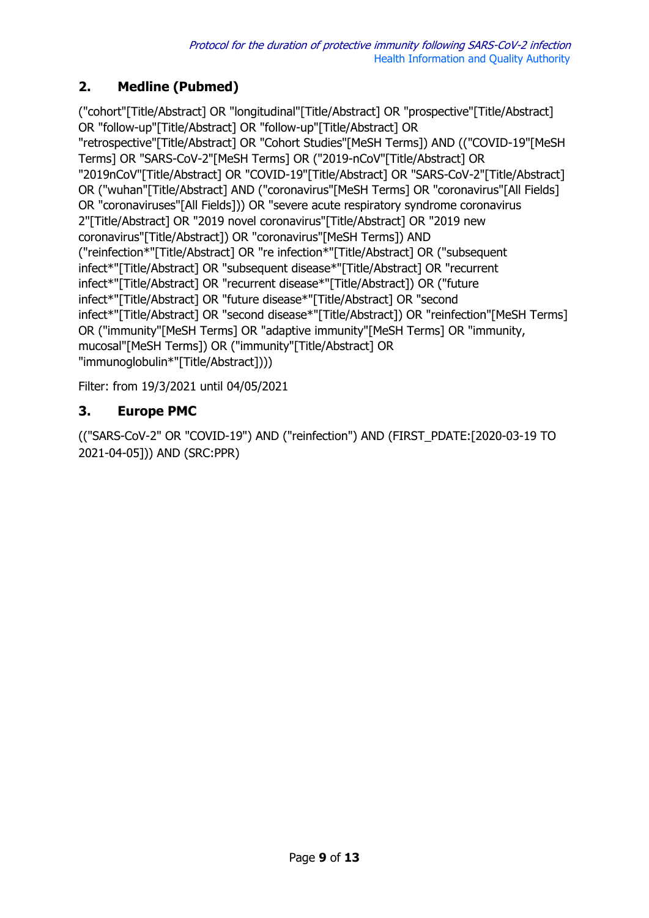## 2. Medline (Pubmed)

("cohort"[Title/Abstract] OR "longitudinal"[Title/Abstract] OR "prospective"[Title/Abstract] OR "follow-up"[Title/Abstract] OR "follow-up"[Title/Abstract] OR "retrospective"[Title/Abstract] OR "Cohort Studies"[MeSH Terms]) AND (("COVID-19"[MeSH Terms] OR "SARS-CoV-2"[MeSH Terms] OR ("2019-nCoV"[Title/Abstract] OR "2019nCoV"[Title/Abstract] OR "COVID-19"[Title/Abstract] OR "SARS-CoV-2"[Title/Abstract] OR ("wuhan"[Title/Abstract] AND ("coronavirus"[MeSH Terms] OR "coronavirus"[All Fields] OR "coronaviruses"[All Fields])) OR "severe acute respiratory syndrome coronavirus 2"[Title/Abstract] OR "2019 novel coronavirus"[Title/Abstract] OR "2019 new coronavirus"[Title/Abstract]) OR "coronavirus"[MeSH Terms]) AND ("reinfection*"[Title/Abstract] OR "re infection*"[Title/Abstract] OR ("subsequent infect*"[Title/Abstract] OR "subsequent disease*"[Title/Abstract] OR "recurrent infect*"[Title/Abstract] OR "recurrent disease*"[Title/Abstract]) OR ("future infect*"[Title/Abstract] OR "future disease*"[Title/Abstract] OR "second infect*"[Title/Abstract] OR "second disease*"[Title/Abstract]) OR "reinfection"[MeSH Terms] OR ("immunity"[MeSH Terms] OR "adaptive immunity"[MeSH Terms] OR "immunity, mucosal"[MeSH Terms]) OR ("immunity"[Title/Abstract] OR "immunoglobulin*"[Title/Abstract])))

Filter: from 19/3/2021 until 04/05/2021

## 3. Europe PMC

(("SARS-CoV-2" OR "COVID-19") AND ("reinfection") AND (FIRST_PDATE:[2020-03-19 TO 2021-04-05])) AND (SRC:PPR)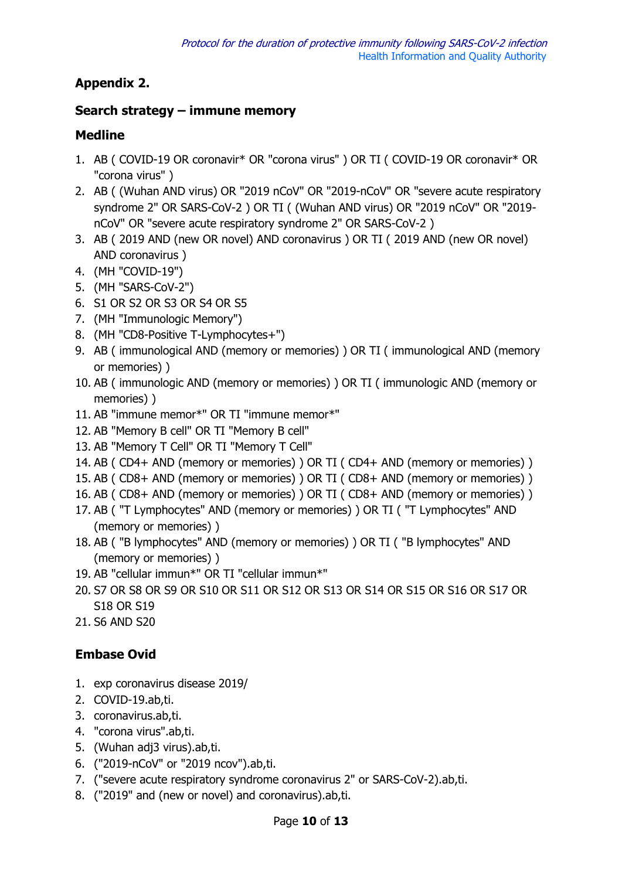## Appendix 2.

### Search strategy – immune memory

### Medline

1. AB ( COVID-19 OR coronavir* OR "corona virus" ) OR TI ( COVID-19 OR coronavir* OR "corona virus" )
2. AB ( (Wuhan AND virus) OR "2019 nCoV" OR "2019-nCoV" OR "severe acute respiratory syndrome 2" OR SARS-CoV-2 ) OR TI ( (Wuhan AND virus) OR "2019 nCoV" OR "2019-nCoV" OR "severe acute respiratory syndrome 2" OR SARS-CoV-2 )
3. AB ( 2019 AND (new OR novel) AND coronavirus ) OR TI ( 2019 AND (new OR novel) AND coronavirus )
4. (MH "COVID-19")
5. (MH "SARS-CoV-2")
6. S1 OR S2 OR S3 OR S4 OR S5
7. (MH "Immunologic Memory")
8. (MH "CD8-Positive T-Lymphocytes+")
9. AB ( immunological AND (memory or memories) ) OR TI ( immunological AND (memory or memories) )
10. AB ( immunologic AND (memory or memories) ) OR TI ( immunologic AND (memory or memories) )
11. AB "immune memor*" OR TI "immune memor*"
12. AB "Memory B cell" OR TI "Memory B cell"
13. AB "Memory T Cell" OR TI "Memory T Cell"
14. AB ( CD4+ AND (memory or memories) ) OR TI ( CD4+ AND (memory or memories) )
15. AB ( CD8+ AND (memory or memories) ) OR TI ( CD8+ AND (memory or memories) )
16. AB ( CD8+ AND (memory or memories) ) OR TI ( CD8+ AND (memory or memories) )
17. AB ( "T Lymphocytes" AND (memory or memories) ) OR TI ( "T Lymphocytes" AND (memory or memories) )
18. AB ( "B lymphocytes" AND (memory or memories) ) OR TI ( "B lymphocytes" AND (memory or memories) )
19. AB "cellular immun*" OR TI "cellular immun*"
20. S7 OR S8 OR S9 OR S10 OR S11 OR S12 OR S13 OR S14 OR S15 OR S16 OR S17 OR S18 OR S19
21. S6 AND S20

### Embase Ovid

1. exp coronavirus disease 2019/
2. COVID-19.ab,ti.
3. coronavirus.ab,ti.
4. "corona virus".ab,ti.
5. (Wuhan adj3 virus).ab,ti.
6. ("2019-nCoV" or "2019 ncov").ab,ti.
7. ("severe acute respiratory syndrome coronavirus 2" or SARS-CoV-2).ab,ti.
8. ("2019" and (new or novel) and coronavirus).ab,ti.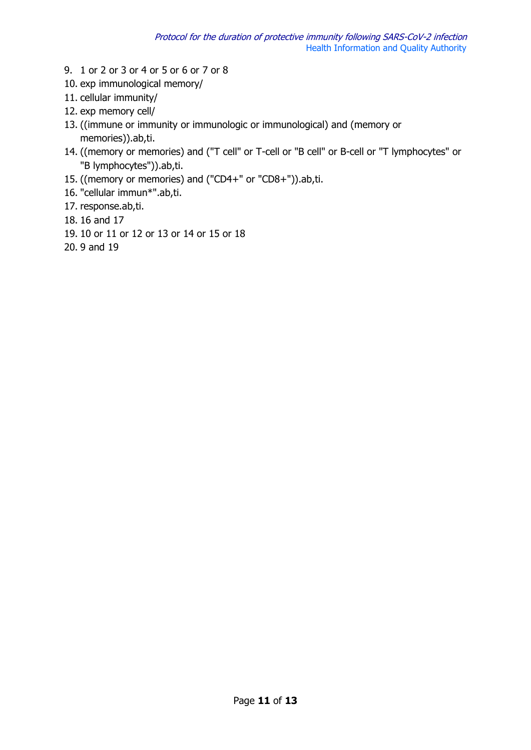9. 1 or 2 or 3 or 4 or 5 or 6 or 7 or 8
10. exp immunological memory/
11. cellular immunity/
12. exp memory cell/
13. ((immune or immunity or immunologic or immunological) and (memory or memories)).ab,ti.
14. ((memory or memories) and ("T cell" or T-cell or "B cell" or B-cell or "T lymphocytes" or "B lymphocytes")).ab,ti.
15. ((memory or memories) and ("CD4+" or "CD8+")).ab,ti.
16. "cellular immun*".ab,ti.
17. response.ab,ti.
18. 16 and 17
19. 10 or 11 or 12 or 13 or 14 or 15 or 18
20. 9 and 19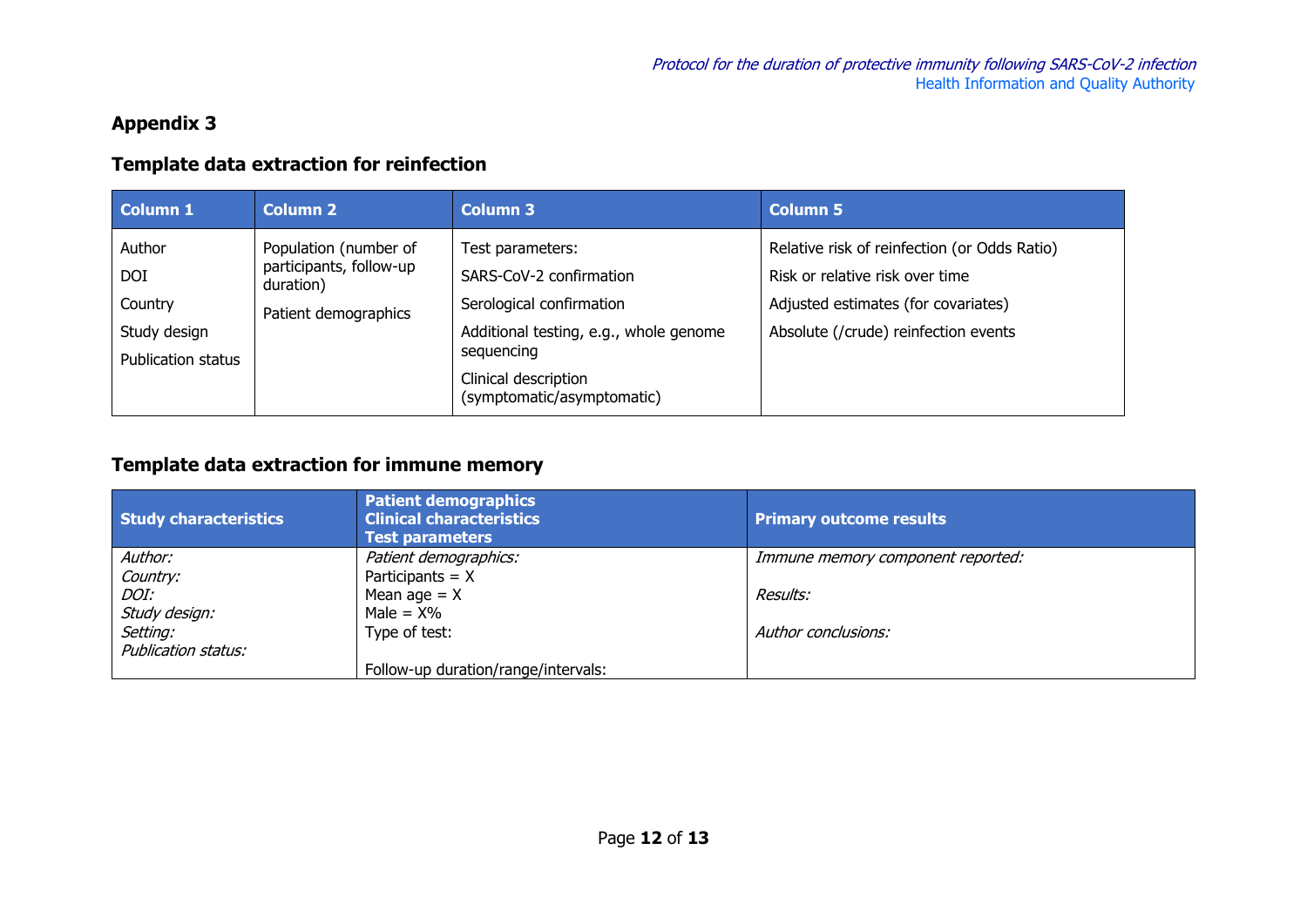## Appendix 3

### Template data extraction for reinfection

| Column 1 | Column 2 | Column 3 | Column 5 |
|---|---|---|---|
| Author<br>DOI<br>Country<br>Study design<br>Publication status | Population (number of participants, follow-up duration)<br>Patient demographics | Test parameters:<br>SARS-CoV-2 confirmation<br>Serological confirmation<br>Additional testing, e.g., whole genome sequencing<br>Clinical description (symptomatic/asymptomatic) | Relative risk of reinfection (or Odds Ratio)<br>Risk or relative risk over time<br>Adjusted estimates (for covariates)<br>Absolute (/crude) reinfection events |

### Template data extraction for immune memory

| Study characteristics | Patient demographics<br>Clinical characteristics<br>Test parameters | Primary outcome results |
|---|---|---|
| *Author:*<br>*Country:*<br>*DOI:*<br>*Study design:*<br>*Setting:*<br>*Publication status:* | *Patient demographics:*<br>Participants = X<br>Mean age = X<br>Male = X%<br>Type of test:<br><br>Follow-up duration/range/intervals: | *Immune memory component reported:*<br><br>*Results:*<br><br>*Author conclusions:* |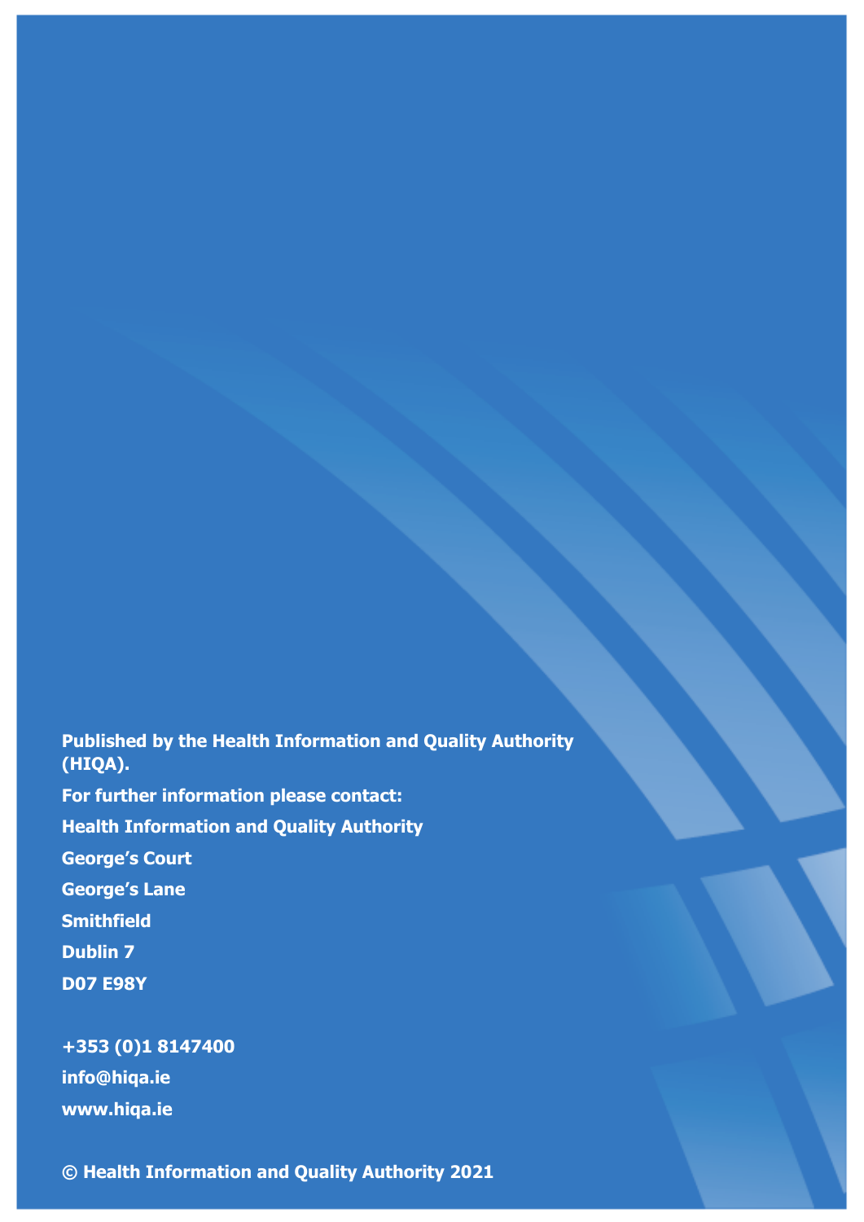**Published by the Health Information and Quality Authority (HIQA).**

**For further information please contact:**

**Health Information and Quality Authority**

**George's Court**

**George's Lane**

**Smithfield**

**Dublin 7**

**D07 E98Y**

**+353 (0)1 8147400**

**info@hiqa.ie**

**www.hiqa.ie**

**© Health Information and Quality Authority 2021**